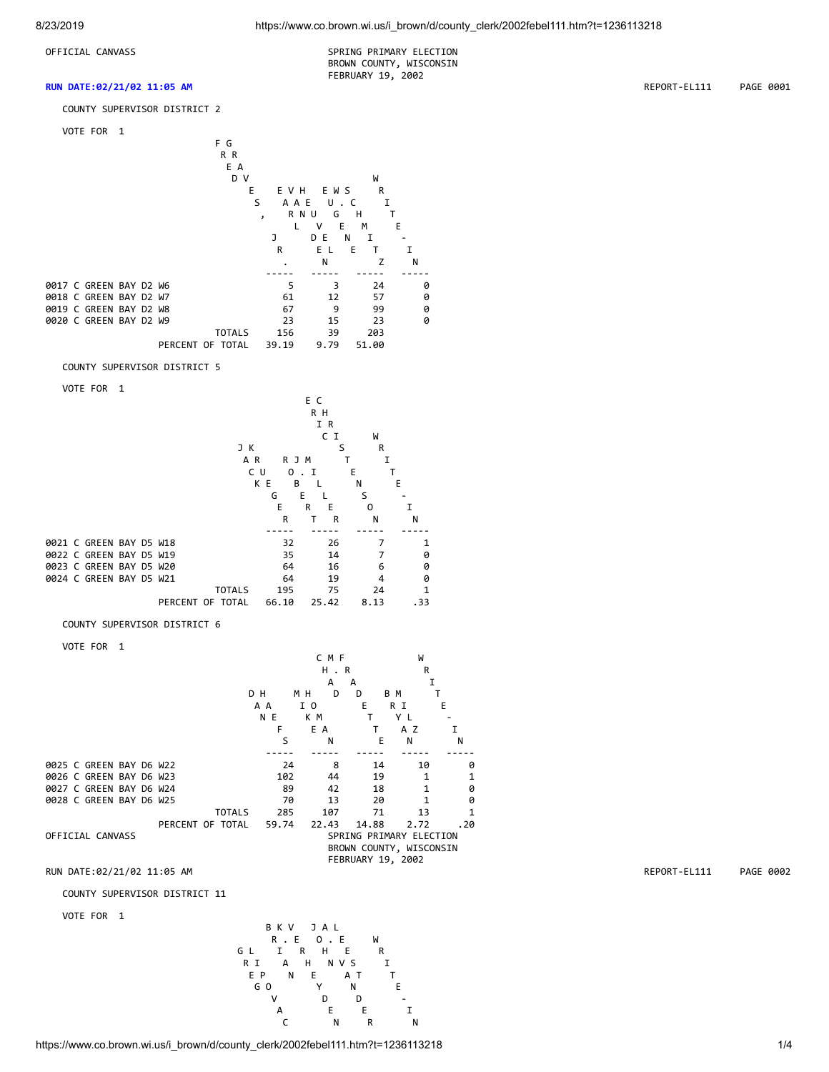OFFICIAL CANVASS

SPRING PRIMARY ELECTION
BROWN COUNTY, WISCONSIN
FEBRUARY 19, 2002

RUN DATE:02/21/02 11:05 AM REPORT-EL111 PAGE 0001

## COUNTY SUPERVISOR DISTRICT 2

VOTE FOR 1

| | FRED GRAVES, JR. | EARL VAN DEN HEUVEL | EUGENE W. SCHMITZ | WRITE-IN |
|---|---|---|---|---|
| 0017 C GREEN BAY D2 W6 | 5 | 3 | 24 | 0 |
| 0018 C GREEN BAY D2 W7 | 61 | 12 | 57 | 0 |
| 0019 C GREEN BAY D2 W8 | 67 | 9 | 99 | 0 |
| 0020 C GREEN BAY D2 W9 | 23 | 15 | 23 | 0 |
| TOTALS | 156 | 39 | 203 | |
| PERCENT OF TOTAL | 39.19 | 9.79 | 51.00 | |

## COUNTY SUPERVISOR DISTRICT 5

VOTE FOR 1

| | JACK KRUEGER | ROBERT J. MILLER | ERIC CHRISTENSON | WRITE-IN |
|---|---|---|---|---|
| 0021 C GREEN BAY D5 W18 | 32 | 26 | 7 | 1 |
| 0022 C GREEN BAY D5 W19 | 35 | 14 | 7 | 0 |
| 0023 C GREEN BAY D5 W20 | 64 | 16 | 6 | 0 |
| 0024 C GREEN BAY D5 W21 | 64 | 19 | 4 | 0 |
| TOTALS | 195 | 75 | 24 | 1 |
| PERCENT OF TOTAL | 66.10 | 25.42 | 8.13 | .33 |

## COUNTY SUPERVISOR DISTRICT 6

VOTE FOR 1

| | DAN HAEFS | MIKE HOMAN | CHAD M. FRADETTE | BRYAN MILZ | WRITE-IN |
|---|---|---|---|---|---|
| 0025 C GREEN BAY D6 W22 | 24 | 8 | 14 | 10 | 0 |
| 0026 C GREEN BAY D6 W23 | 102 | 44 | 19 | 1 | 1 |
| 0027 C GREEN BAY D6 W24 | 89 | 42 | 18 | 1 | 0 |
| 0028 C GREEN BAY D6 W25 | 70 | 13 | 20 | 1 | 0 |
| TOTALS | 285 | 107 | 71 | 13 | 1 |
| PERCENT OF TOTAL | 59.74 | 22.43 | 14.88 | 2.72 | .20 |

OFFICIAL CANVASS

SPRING PRIMARY ELECTION
BROWN COUNTY, WISCONSIN
FEBRUARY 19, 2002

RUN DATE:02/21/02 11:05 AM REPORT-EL111 PAGE 0002

## COUNTY SUPERVISOR DISTRICT 11

VOTE FOR 1

| | GREG LIPOVAC | BRIAN K. VERHEYDEN | JOHN A. VANDER LEEST | WRITE-IN |
|---|---|---|---|---|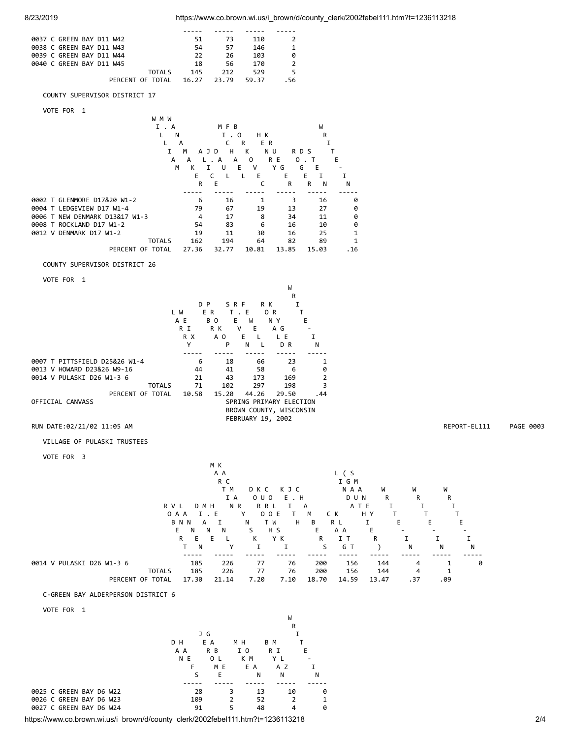| | | | | |
|---|---|---|---|---|
| 0037 C GREEN BAY D11 W42 | 51 | 73 | 110 | 2 |
| 0038 C GREEN BAY D11 W43 | 54 | 57 | 146 | 1 |
| 0039 C GREEN BAY D11 W44 | 22 | 26 | 103 | 0 |
| 0040 C GREEN BAY D11 W45 | 18 | 56 | 170 | 2 |
| TOTALS | 145 | 212 | 529 | 5 |
| PERCENT OF TOTAL | 16.27 | 23.79 | 59.37 | .56 |

COUNTY SUPERVISOR DISTRICT 17

VOTE FOR 1

| | WILLIAM M. WANAMAKER | ALICE J. DAUL | MICHAEL F. BORKOVEC | HENRY KRUEGER | ROGER D. STEIN | WRITE-IN |
|---|---|---|---|---|---|---|
| 0002 T GLENMORE D17&20 W1-2 | 6 | 16 | 1 | 3 | 16 | 0 |
| 0004 T LEDGEVIEW D17 W1-4 | 79 | 67 | 19 | 13 | 27 | 0 |
| 0006 T NEW DENMARK D13&17 W1-3 | 4 | 17 | 8 | 34 | 11 | 0 |
| 0008 T ROCKLAND D17 W1-2 | 54 | 83 | 6 | 16 | 10 | 0 |
| 0012 V DENMARK D17 W1-2 | 19 | 11 | 30 | 16 | 25 | 1 |
| TOTALS | 162 | 194 | 64 | 82 | 89 | 1 |
| PERCENT OF TOTAL | 27.36 | 32.77 | 10.81 | 13.85 | 15.03 | .16 |

COUNTY SUPERVISOR DISTRICT 26

VOTE FOR 1

| | LARRY WEIX | DEBRA PROKOP | STEVEN R. FEWELL | RONALD KRYGER | WRITE-IN |
|---|---|---|---|---|---|
| 0007 T PITTSFIELD D25&26 W1-4 | 6 | 18 | 66 | 23 | 1 |
| 0013 V HOWARD D23&26 W9-16 | 44 | 41 | 58 | 6 | 0 |
| 0014 V PULASKI D26 W1-3 6 | 21 | 43 | 173 | 169 | 2 |
| TOTALS | 71 | 102 | 297 | 198 | 3 |
| PERCENT OF TOTAL | 10.58 | 15.20 | 44.26 | 29.50 | .44 |

OFFICIAL CANVASS

SPRING PRIMARY ELECTION
BROWN COUNTY, WISCONSIN
FEBRUARY 19, 2002

RUN DATE:02/21/02 11:05 AM

REPORT-EL111

VILLAGE OF PULASKI TRUSTEES

VOTE FOR 3

| | ROBERT VAN LANNEN | DIANE M. HEINLY | MARTIN KACMARYNSKI | DOROTHY KUROWSKI COLE | KEITH J. CHAMBERS | CRAIG KLATT | LINDA (GAUTHIER) SMANEY | WRITE-IN | WRITE-IN | WRITE-IN |
|---|---|---|---|---|---|---|---|---|---|---|
| 0014 V PULASKI D26 W1-3 6 | 185 | 226 | 77 | 76 | 200 | 156 | 144 | 4 | 1 | 0 |
| TOTALS | 185 | 226 | 77 | 76 | 200 | 156 | 144 | 4 | 1 | |
| PERCENT OF TOTAL | 17.30 | 21.14 | 7.20 | 7.10 | 18.70 | 14.59 | 13.47 | .37 | .09 | |

C-GREEN BAY ALDERPERSON DISTRICT 6

VOTE FOR 1

| | DAN HAEFS | JEROME GABLE | MIKE HOMAN | BRYAN MILZ | WRITE-IN |
|---|---|---|---|---|---|
| 0025 C GREEN BAY D6 W22 | 28 | 3 | 13 | 10 | 0 |
| 0026 C GREEN BAY D6 W23 | 109 | 2 | 52 | 2 | 1 |
| 0027 C GREEN BAY D6 W24 | 91 | 5 | 48 | 4 | 0 |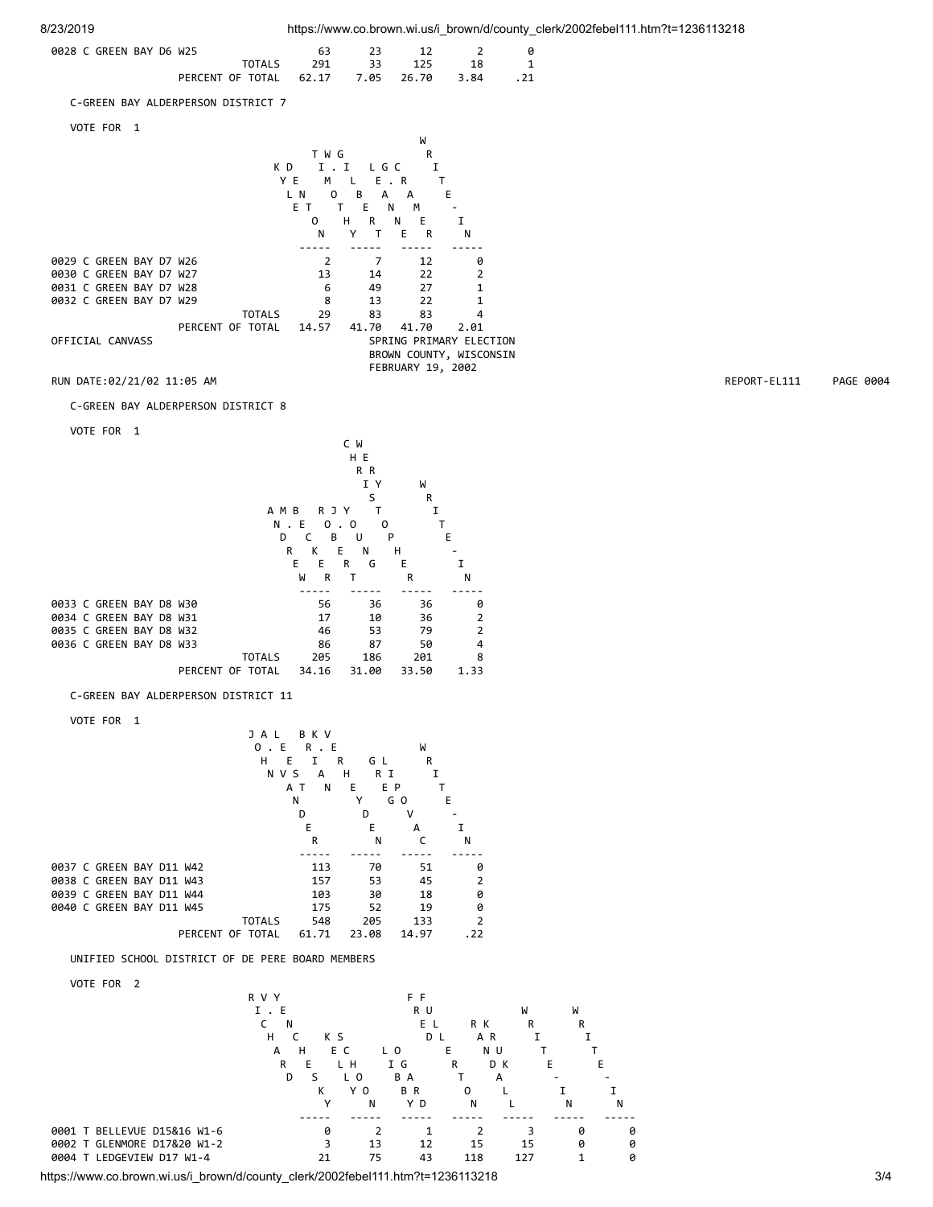| | | | | | |
|---|---|---|---|---|---|
| 0028 C GREEN BAY D6 W25 | 63 | 23 | 12 | 2 | 0 |
| TOTALS | 291 | 33 | 125 | 18 | 1 |
| PERCENT OF TOTAL | 62.17 | 7.05 | 26.70 | 3.84 | .21 |

C-GREEN BAY ALDERPERSON DISTRICT 7

VOTE FOR 1

| | KYLE DENTON | TIMOTHY W. GILBERT | LEANNE G. CRAMER | WRITE-IN |
|---|---|---|---|---|
| 0029 C GREEN BAY D7 W26 | 2 | 7 | 12 | 0 |
| 0030 C GREEN BAY D7 W27 | 13 | 14 | 22 | 2 |
| 0031 C GREEN BAY D7 W28 | 6 | 49 | 27 | 1 |
| 0032 C GREEN BAY D7 W29 | 8 | 13 | 22 | 1 |
| TOTALS | 29 | 83 | 83 | 4 |
| PERCENT OF TOTAL | 14.57 | 41.70 | 41.70 | 2.01 |

OFFICIAL CANVASS

SPRING PRIMARY ELECTION
BROWN COUNTY, WISCONSIN
FEBRUARY 19, 2002

RUN DATE:02/21/02 11:05 AM REPORT-EL111 PAGE 0004

C-GREEN BAY ALDERPERSON DISTRICT 8

VOTE FOR 1

| | ANDREW M. BECKER | ROBERT J. YOUNG | CHRISTOPHER WERY | WRITE-IN |
|---|---|---|---|---|
| 0033 C GREEN BAY D8 W30 | 56 | 36 | 36 | 0 |
| 0034 C GREEN BAY D8 W31 | 17 | 10 | 36 | 2 |
| 0035 C GREEN BAY D8 W32 | 46 | 53 | 79 | 2 |
| 0036 C GREEN BAY D8 W33 | 86 | 87 | 50 | 4 |
| TOTALS | 205 | 186 | 201 | 8 |
| PERCENT OF TOTAL | 34.16 | 31.00 | 33.50 | 1.33 |

C-GREEN BAY ALDERPERSON DISTRICT 11

VOTE FOR 1

| | JOHN A. VANDER LEEST | BRIAN K. VERHEYDEN | GREG LIPOVAC | WRITE-IN |
|---|---|---|---|---|
| 0037 C GREEN BAY D11 W42 | 113 | 70 | 51 | 0 |
| 0038 C GREEN BAY D11 W43 | 157 | 53 | 45 | 2 |
| 0039 C GREEN BAY D11 W44 | 103 | 30 | 18 | 0 |
| 0040 C GREEN BAY D11 W45 | 175 | 52 | 19 | 0 |
| TOTALS | 548 | 205 | 133 | 2 |
| PERCENT OF TOTAL | 61.71 | 23.08 | 14.97 | .22 |

UNIFIED SCHOOL DISTRICT OF DE PERE BOARD MEMBERS

VOTE FOR 2

| | RICHARD V. YENCHESKY | KELLY SCHOON | LIBBY OGARD | FRED FULLERTON | RANDALL KRUK | WRITE-IN | WRITE-IN |
|---|---|---|---|---|---|---|---|
| 0001 T BELLEVUE D15&16 W1-6 | 0 | 2 | 1 | 2 | 3 | 0 | 0 |
| 0002 T GLENMORE D17&20 W1-2 | 3 | 13 | 12 | 15 | 15 | 0 | 0 |
| 0004 T LEDGEVIEW D17 W1-4 | 21 | 75 | 43 | 118 | 127 | 1 | 0 |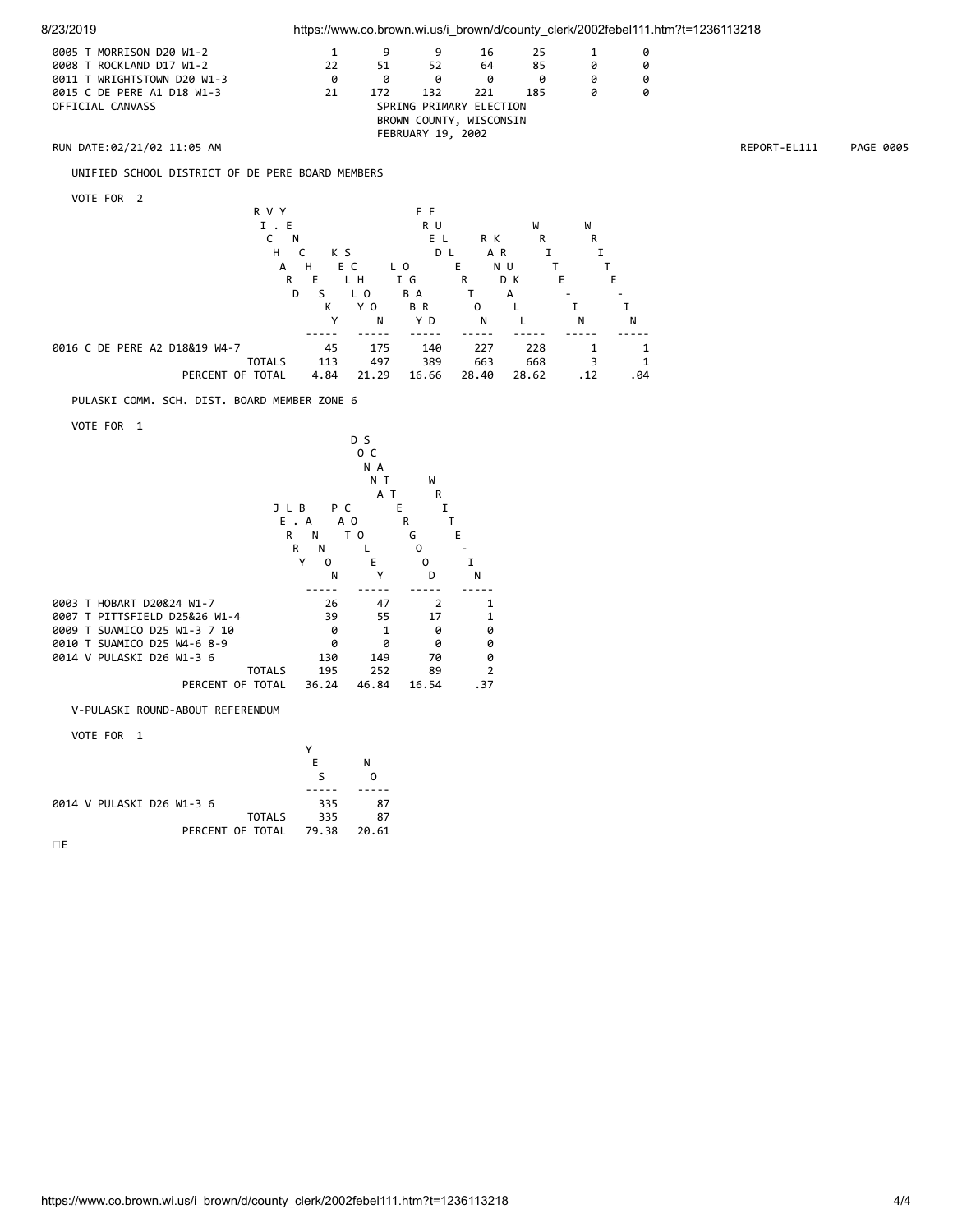| | | | | | | | |
|---|---|---|---|---|---|---|---|
| 0005 T MORRISON D20 W1-2 | 1 | 9 | 9 | 16 | 25 | 1 | 0 |
| 0008 T ROCKLAND D17 W1-2 | 22 | 51 | 52 | 64 | 85 | 0 | 0 |
| 0011 T WRIGHTSTOWN D20 W1-3 | 0 | 0 | 0 | 0 | 0 | 0 | 0 |
| 0015 C DE PERE A1 D18 W1-3 | 21 | 172 | 132 | 221 | 185 | 0 | 0 |

OFFICIAL CANVASS

SPRING PRIMARY ELECTION
BROWN COUNTY, WISCONSIN
FEBRUARY 19, 2002

RUN DATE:02/21/02 11:05 AM

REPORT-EL111 PAGE 0005

UNIFIED SCHOOL DISTRICT OF DE PERE BOARD MEMBERS

VOTE FOR 2

| | RICHARD V. YENCHESKY | KELLY SCHOON | LIBBY OGARD | FRED FULLERTON | RANDALL KRUK | WRITE-IN | WRITE-IN |
|---|---|---|---|---|---|---|---|
| 0016 C DE PERE A2 D18&19 W4-7 | 45 | 175 | 140 | 227 | 228 | 1 | 1 |
| TOTALS | 113 | 497 | 389 | 663 | 668 | 3 | 1 |
| PERCENT OF TOTAL | 4.84 | 21.29 | 16.66 | 28.40 | 28.62 | .12 | .04 |

PULASKI COMM. SCH. DIST. BOARD MEMBER ZONE 6

VOTE FOR 1

| | JERRY L. BANNON | PAT COOLEY | DONNA SCATTERGOOD | WRITE-IN |
|---|---|---|---|---|
| 0003 T HOBART D20&24 W1-7 | 26 | 47 | 2 | 1 |
| 0007 T PITTSFIELD D25&26 W1-4 | 39 | 55 | 17 | 1 |
| 0009 T SUAMICO D25 W1-3 7 10 | 0 | 1 | 0 | 0 |
| 0010 T SUAMICO D25 W4-6 8-9 | 0 | 0 | 0 | 0 |
| 0014 V PULASKI D26 W1-3 6 | 130 | 149 | 70 | 0 |
| TOTALS | 195 | 252 | 89 | 2 |
| PERCENT OF TOTAL | 36.24 | 46.84 | 16.54 | .37 |

V-PULASKI ROUND-ABOUT REFERENDUM

VOTE FOR 1

| | YES | NO |
|---|---|---|
| 0014 V PULASKI D26 W1-3 6 | 335 | 87 |
| TOTALS | 335 | 87 |
| PERCENT OF TOTAL | 79.38 | 20.61 |